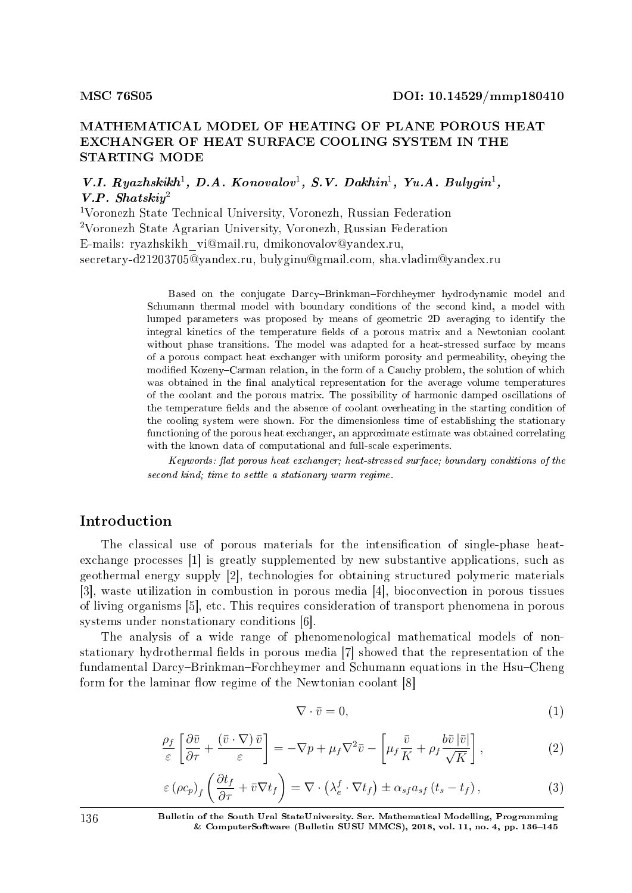**MSC 76S05** **DOI: 10.14529/mmp180410**

# MATHEMATICAL MODEL OF HEATING OF PLANE POROUS HEAT EXCHANGER OF HEAT SURFACE COOLING SYSTEM IN THE STARTING MODE

***V.I. Ryazhskikh***[1], ***D.A. Konovalov***[1], ***S.V. Dakhin***[1], ***Yu.A. Bulygin***[1], ***V.P. Shatskiy***[2]

[1]Voronezh State Technical University, Voronezh, Russian Federation
[2]Voronezh State Agrarian University, Voronezh, Russian Federation
E-mails: ryazhskikh_vi@mail.ru, dmikonovalov@yandex.ru, secretary-d21203705@yandex.ru, bulyginu@gmail.com, sha.vladim@yandex.ru

Based on the conjugate Darcy–Brinkman–Forchheymer hydrodynamic model and Schumann thermal model with boundary conditions of the second kind, a model with lumped parameters was proposed by means of geometric 2D averaging to identify the integral kinetics of the temperature fields of a porous matrix and a Newtonian coolant without phase transitions. The model was adapted for a heat-stressed surface by means of a porous compact heat exchanger with uniform porosity and permeability, obeying the modified Kozeny–Carman relation, in the form of a Cauchy problem, the solution of which was obtained in the final analytical representation for the average volume temperatures of the coolant and the porous matrix. The possibility of harmonic damped oscillations of the temperature fields and the absence of coolant overheating in the starting condition of the cooling system were shown. For the dimensionless time of establishing the stationary functioning of the porous heat exchanger, an approximate estimate was obtained correlating with the known data of computational and full-scale experiments.

*Keywords: flat porous heat exchanger; heat-stressed surface; boundary conditions of the second kind; time to settle a stationary warm regime.*

## Introduction

The classical use of porous materials for the intensification of single-phase heat-exchange processes [1] is greatly supplemented by new substantive applications, such as geothermal energy supply [2], technologies for obtaining structured polymeric materials [3], waste utilization in combustion in porous media [4], bioconvection in porous tissues of living organisms [5], etc. This requires consideration of transport phenomena in porous systems under nonstationary conditions [6].

The analysis of a wide range of phenomenological mathematical models of non-stationary hydrothermal fields in porous media [7] showed that the representation of the fundamental Darcy–Brinkman–Forchheymer and Schumann equations in the Hsu–Cheng form for the laminar flow regime of the Newtonian coolant [8]

$$\nabla \cdot \bar{v} = 0, \tag{1}$$

$$\frac{\rho_f}{\varepsilon}\left[\frac{\partial \bar{v}}{\partial \tau} + \frac{(\bar{v}\cdot\nabla)\,\bar{v}}{\varepsilon}\right] = -\nabla p + \mu_f \nabla^2 \bar{v} - \left[\mu_f \frac{\bar{v}}{K} + \rho_f \frac{b\bar{v}\,|\bar{v}|}{\sqrt{K}}\right], \tag{2}$$

$$\varepsilon\,(\rho c_p)_f\left(\frac{\partial t_f}{\partial \tau} + \bar{v}\nabla t_f\right) = \nabla\cdot\left(\lambda_e^f \cdot \nabla t_f\right) \pm \alpha_{sf} a_{sf}\,(t_s - t_f)\,, \tag{3}$$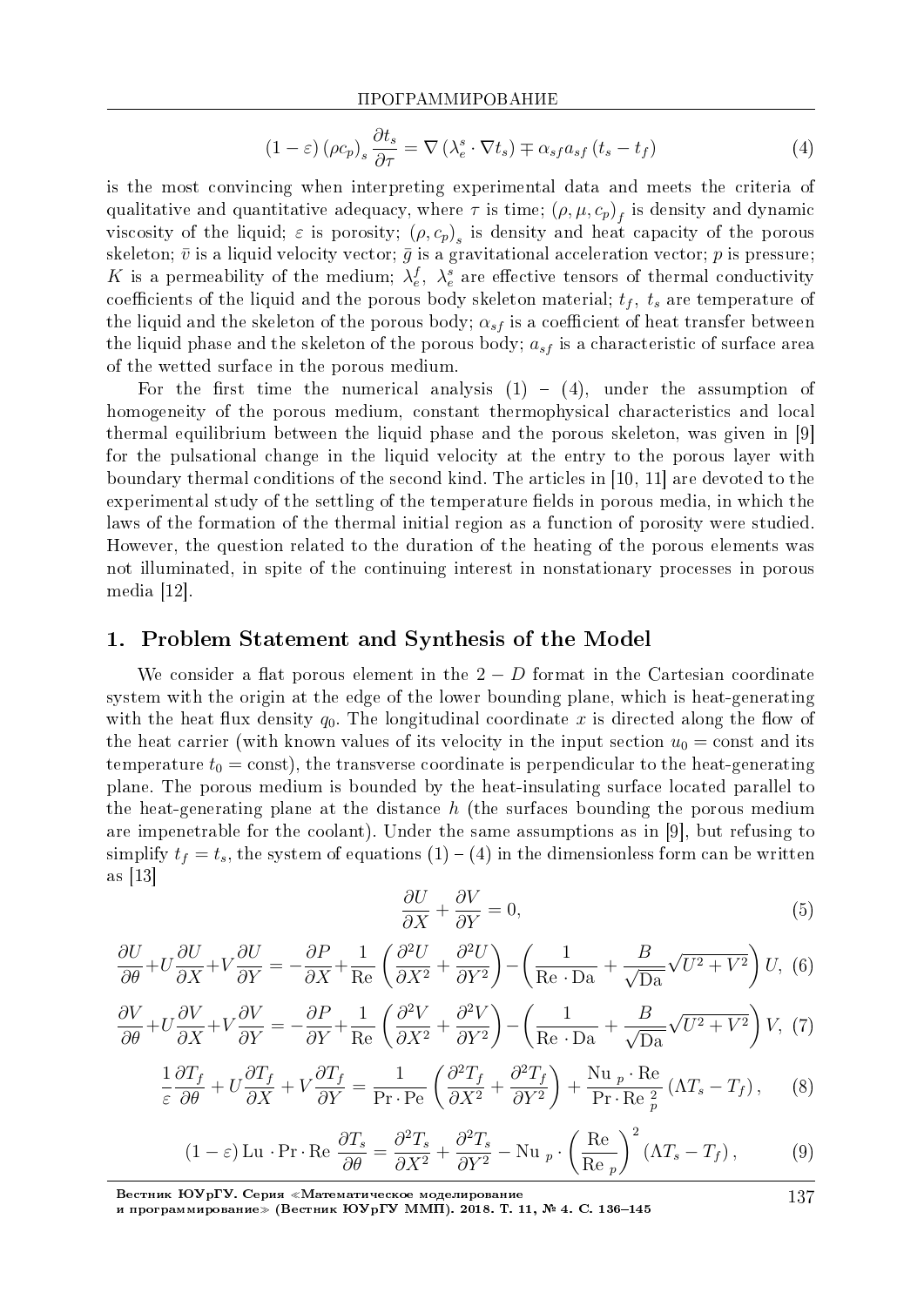$$(1-\varepsilon)\left(\rho c_p\right)_s \frac{\partial t_s}{\partial \tau} = \nabla\left(\lambda_e^s \cdot \nabla t_s\right) \mp \alpha_{sf} a_{sf}\left(t_s - t_f\right) \tag{4}$$

is the most convincing when interpreting experimental data and meets the criteria of qualitative and quantitative adequacy, where $\tau$ is time; $\left(\rho, \mu, c_p\right)_f$ is density and dynamic viscosity of the liquid; $\varepsilon$ is porosity; $\left(\rho, c_p\right)_s$ is density and heat capacity of the porous skeleton; $\bar{v}$ is a liquid velocity vector; $\bar{g}$ is a gravitational acceleration vector; $p$ is pressure; $K$ is a permeability of the medium; $\lambda_e^f,\ \lambda_e^s$ are effective tensors of thermal conductivity coefficients of the liquid and the porous body skeleton material; $t_f,\ t_s$ are temperature of the liquid and the skeleton of the porous body; $\alpha_{sf}$ is a coefficient of heat transfer between the liquid phase and the skeleton of the porous body; $a_{sf}$ is a characteristic of surface area of the wetted surface in the porous medium.

For the first time the numerical analysis (1) – (4), under the assumption of homogeneity of the porous medium, constant thermophysical characteristics and local thermal equilibrium between the liquid phase and the porous skeleton, was given in [9] for the pulsational change in the liquid velocity at the entry to the porous layer with boundary thermal conditions of the second kind. The articles in [10, 11] are devoted to the experimental study of the settling of the temperature fields in porous media, in which the laws of the formation of the thermal initial region as a function of porosity were studied. However, the question related to the duration of the heating of the porous elements was not illuminated, in spite of the continuing interest in nonstationary processes in porous media [12].

## 1. Problem Statement and Synthesis of the Model

We consider a flat porous element in the $2-D$ format in the Cartesian coordinate system with the origin at the edge of the lower bounding plane, which is heat-generating with the heat flux density $q_0$. The longitudinal coordinate $x$ is directed along the flow of the heat carrier (with known values of its velocity in the input section $u_0 = \text{const}$ and its temperature $t_0 = \text{const}$), the transverse coordinate is perpendicular to the heat-generating plane. The porous medium is bounded by the heat-insulating surface located parallel to the heat-generating plane at the distance $h$ (the surfaces bounding the porous medium are impenetrable for the coolant). Under the same assumptions as in [9], but refusing to simplify $t_f = t_s$, the system of equations (1) – (4) in the dimensionless form can be written as [13]

$$\frac{\partial U}{\partial X} + \frac{\partial V}{\partial Y} = 0, \tag{5}$$

$$\frac{\partial U}{\partial \theta} + U\frac{\partial U}{\partial X} + V\frac{\partial U}{\partial Y} = -\frac{\partial P}{\partial X} + \frac{1}{\mathrm{Re}}\left(\frac{\partial^2 U}{\partial X^2} + \frac{\partial^2 U}{\partial Y^2}\right) - \left(\frac{1}{\mathrm{Re}\cdot\mathrm{Da}} + \frac{B}{\sqrt{\mathrm{Da}}}\sqrt{U^2+V^2}\right)U, \tag{6}$$

$$\frac{\partial V}{\partial \theta} + U\frac{\partial V}{\partial X} + V\frac{\partial V}{\partial Y} = -\frac{\partial P}{\partial Y} + \frac{1}{\mathrm{Re}}\left(\frac{\partial^2 V}{\partial X^2} + \frac{\partial^2 V}{\partial Y^2}\right) - \left(\frac{1}{\mathrm{Re}\cdot\mathrm{Da}} + \frac{B}{\sqrt{\mathrm{Da}}}\sqrt{U^2+V^2}\right)V, \tag{7}$$

$$\frac{1}{\varepsilon}\frac{\partial T_f}{\partial \theta} + U\frac{\partial T_f}{\partial X} + V\frac{\partial T_f}{\partial Y} = \frac{1}{\mathrm{Pr}\cdot\mathrm{Pe}}\left(\frac{\partial^2 T_f}{\partial X^2} + \frac{\partial^2 T_f}{\partial Y^2}\right) + \frac{\mathrm{Nu}_p\cdot\mathrm{Re}}{\mathrm{Pr}\cdot\mathrm{Re}_p^2}\left(\Lambda T_s - T_f\right), \tag{8}$$

$$(1-\varepsilon)\,\mathrm{Lu}\cdot\mathrm{Pr}\cdot\mathrm{Re}\,\frac{\partial T_s}{\partial \theta} = \frac{\partial^2 T_s}{\partial X^2} + \frac{\partial^2 T_s}{\partial Y^2} - \mathrm{Nu}_p\cdot\left(\frac{\mathrm{Re}}{\mathrm{Re}_p}\right)^2\left(\Lambda T_s - T_f\right), \tag{9}$$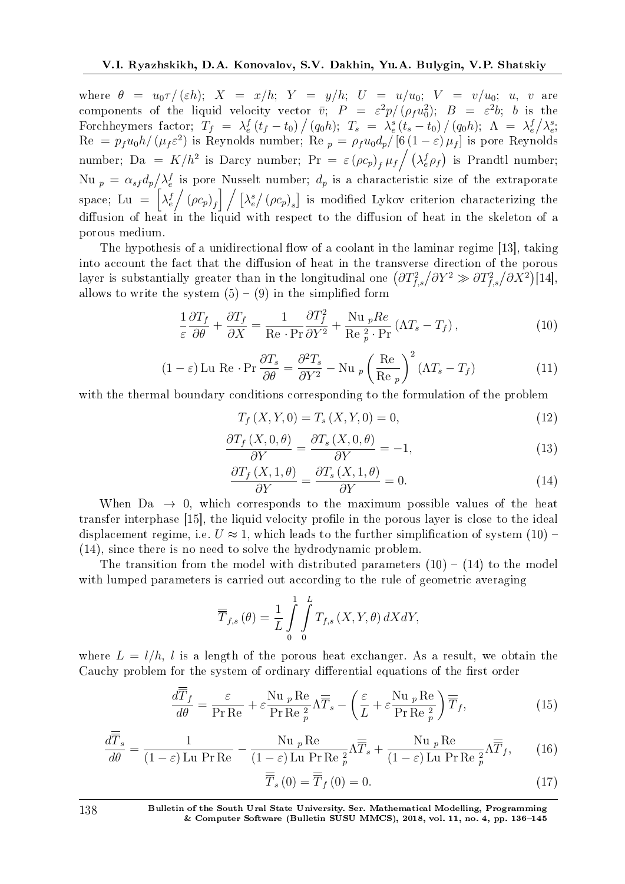where $\theta = u_0\tau/(\varepsilon h)$; $X = x/h$; $Y = y/h$; $U = u/u_0$; $V = v/u_0$; $u$, $v$ are components of the liquid velocity vector $\bar{v}$; $P = \varepsilon^2 p/(\rho_f u_0^2)$; $B = \varepsilon^2 b$; $b$ is the Forchheymers factor; $T_f = \lambda_e^f(t_f - t_0)/(q_0 h)$; $T_s = \lambda_e^s(t_s - t_0)/(q_0 h)$; $\Lambda = \lambda_e^f/\lambda_e^s$; $\mathrm{Re} = p_f u_0 h/(\mu_f \varepsilon^2)$ is Reynolds number; $\mathrm{Re}_p = \rho_f u_0 d_p/[6(1-\varepsilon)\mu_f]$ is pore Reynolds number; $\mathrm{Da} = K/h^2$ is Darcy number; $\mathrm{Pr} = \varepsilon(\rho c_p)_f \mu_f \big/ \left(\lambda_e^f \rho_f\right)$ is Prandtl number; $\mathrm{Nu}_p = \alpha_{sf} d_p/\lambda_e^f$ is pore Nusselt number; $d_p$ is a characteristic size of the extraporate space; $\mathrm{Lu} = \left[\lambda_e^f\big/(\rho c_p)_f\right] \big/ \left[\lambda_e^s/(\rho c_p)_s\right]$ is modified Lykov criterion characterizing the diffusion of heat in the liquid with respect to the diffusion of heat in the skeleton of a porous medium.

The hypothesis of a unidirectional flow of a coolant in the laminar regime [13], taking into account the fact that the diffusion of heat in the transverse direction of the porous layer is substantially greater than in the longitudinal one $\left(\partial T_{f,s}^2/\partial Y^2 \gg \partial T_{f,s}^2/\partial X^2\right)$[14], allows to write the system (5) – (9) in the simplified form

$$\frac{1}{\varepsilon}\frac{\partial T_f}{\partial \theta} + \frac{\partial T_f}{\partial X} = \frac{1}{\mathrm{Re}\cdot\mathrm{Pr}}\frac{\partial T_f^2}{\partial Y^2} + \frac{\mathrm{Nu}_p Re}{\mathrm{Re}_p^2\cdot\mathrm{Pr}}\left(\Lambda T_s - T_f\right), \tag{10}$$

$$(1-\varepsilon)\,\mathrm{Lu}\;\mathrm{Re}\cdot\mathrm{Pr}\frac{\partial T_s}{\partial \theta} = \frac{\partial^2 T_s}{\partial Y^2} - \mathrm{Nu}_p\left(\frac{\mathrm{Re}}{\mathrm{Re}_p}\right)^2\left(\Lambda T_s - T_f\right) \tag{11}$$

with the thermal boundary conditions corresponding to the formulation of the problem

$$T_f(X,Y,0) = T_s(X,Y,0) = 0, \tag{12}$$

$$\frac{\partial T_f(X,0,\theta)}{\partial Y} = \frac{\partial T_s(X,0,\theta)}{\partial Y} = -1, \tag{13}$$

$$\frac{\partial T_f(X,1,\theta)}{\partial Y} = \frac{\partial T_s(X,1,\theta)}{\partial Y} = 0. \tag{14}$$

When $\mathrm{Da} \to 0$, which corresponds to the maximum possible values of the heat transfer interphase [15], the liquid velocity profile in the porous layer is close to the ideal displacement regime, i.e. $U \approx 1$, which leads to the further simplification of system (10) – (14), since there is no need to solve the hydrodynamic problem.

The transition from the model with distributed parameters (10) – (14) to the model with lumped parameters is carried out according to the rule of geometric averaging

$$\overline{\overline{T}}_{f,s}(\theta) = \frac{1}{L}\int_0^1\int_0^L T_{f,s}(X,Y,\theta)\,dX\,dY,$$

where $L = l/h$, $l$ is a length of the porous heat exchanger. As a result, we obtain the Cauchy problem for the system of ordinary differential equations of the first order

$$\frac{d\overline{\overline{T}}_f}{d\theta} = \frac{\varepsilon}{\mathrm{Pr}\,\mathrm{Re}} + \varepsilon\frac{\mathrm{Nu}_p\,\mathrm{Re}}{\mathrm{Pr}\,\mathrm{Re}_p^2}\Lambda\overline{\overline{T}}_s - \left(\frac{\varepsilon}{L} + \varepsilon\frac{\mathrm{Nu}_p\,\mathrm{Re}}{\mathrm{Pr}\,\mathrm{Re}_p^2}\right)\overline{\overline{T}}_f, \tag{15}$$

$$\frac{d\overline{\overline{T}}_s}{d\theta} = \frac{1}{(1-\varepsilon)\,\mathrm{Lu}\;\mathrm{Pr}\,\mathrm{Re}} - \frac{\mathrm{Nu}_p\,\mathrm{Re}}{(1-\varepsilon)\,\mathrm{Lu}\;\mathrm{Pr}\,\mathrm{Re}_p^2}\Lambda\overline{\overline{T}}_s + \frac{\mathrm{Nu}_p\,\mathrm{Re}}{(1-\varepsilon)\,\mathrm{Lu}\;\mathrm{Pr}\,\mathrm{Re}_p^2}\Lambda\overline{\overline{T}}_f, \tag{16}$$

$$\overline{\overline{T}}_s(0) = \overline{\overline{T}}_f(0) = 0. \tag{17}$$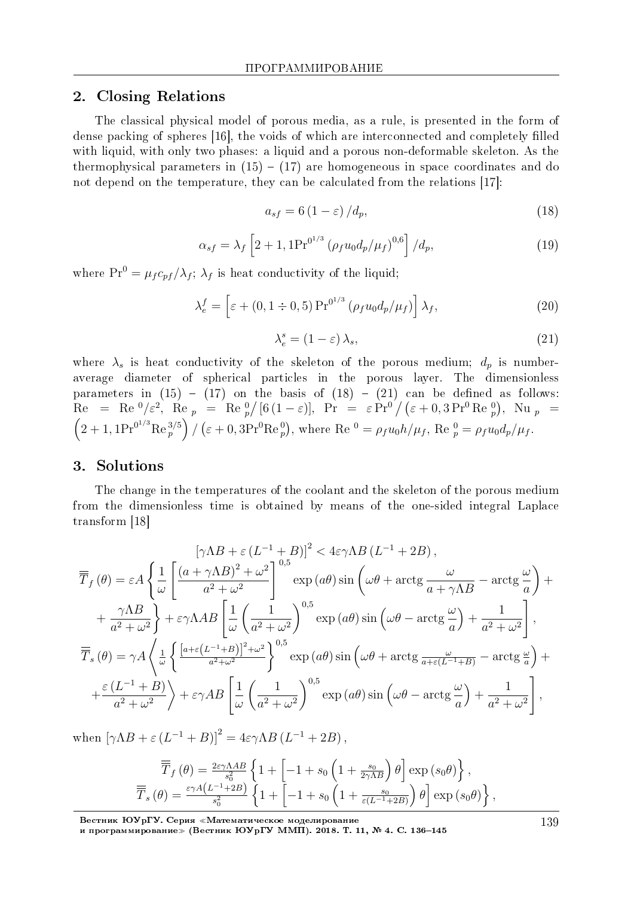## 2. Closing Relations

The classical physical model of porous media, as a rule, is presented in the form of dense packing of spheres [16], the voids of which are interconnected and completely filled with liquid, with only two phases: a liquid and a porous non-deformable skeleton. As the thermophysical parameters in (15) – (17) are homogeneous in space coordinates and do not depend on the temperature, they can be calculated from the relations [17]:

$$a_{sf} = 6\left(1-\varepsilon\right)/d_p, \tag{18}$$

$$\alpha_{sf} = \lambda_f \left[2 + 1,1 \mathrm{Pr}^{0^{1/3}} \left(\rho_f u_0 d_p/\mu_f\right)^{0,6}\right]/d_p, \tag{19}$$

where $\mathrm{Pr}^0 = \mu_f c_{pf}/\lambda_f$; $\lambda_f$ is heat conductivity of the liquid;

$$\lambda_e^f = \left[\varepsilon + \left(0,1 \div 0,5\right) \mathrm{Pr}^{0^{1/3}} \left(\rho_f u_0 d_p/\mu_f\right)\right]\lambda_f, \tag{20}$$

$$\lambda_e^s = \left(1-\varepsilon\right)\lambda_s, \tag{21}$$

where $\lambda_s$ is heat conductivity of the skeleton of the porous medium; $d_p$ is number-average diameter of spherical particles in the porous layer. The dimensionless parameters in (15) – (17) on the basis of (18) – (21) can be defined as follows: $\mathrm{Re} = \mathrm{Re}^{\,0}/\varepsilon^2$, $\mathrm{Re}_{\,p} = \mathrm{Re}^{\,0}_{\,p}/\left[6\left(1-\varepsilon\right)\right]$, $\mathrm{Pr} = \varepsilon \mathrm{Pr}^0 \big/ \left(\varepsilon + 0,3\,\mathrm{Pr}^0 \mathrm{Re}^{\,0}_{\,p}\right)$, $\mathrm{Nu}_{\,p} = \left(2 + 1,1 \mathrm{Pr}^{0^{1/3}} \mathrm{Re}_p^{3/5}\right)/\left(\varepsilon + 0,3 \mathrm{Pr}^0 \mathrm{Re}^{\,0}_p\right)$, where $\mathrm{Re}^{\,0} = \rho_f u_0 h/\mu_f$, $\mathrm{Re}^{\,0}_{\,p} = \rho_f u_0 d_p/\mu_f$.

## 3. Solutions

The change in the temperatures of the coolant and the skeleton of the porous medium from the dimensionless time is obtained by means of the one-sided integral Laplace transform [18]

$$\left[\gamma\Lambda B + \varepsilon\left(L^{-1}+B\right)\right]^2 < 4\varepsilon\gamma\Lambda B\left(L^{-1}+2B\right),$$

$$\overline{\overline{T}}_f(\theta) = \varepsilon A\left\{\frac{1}{\omega}\left[\frac{\left(a+\gamma\Lambda B\right)^2+\omega^2}{a^2+\omega^2}\right]^{0,5}\exp\left(a\theta\right)\sin\left(\omega\theta + \mathrm{arctg}\,\frac{\omega}{a+\gamma\Lambda B} - \mathrm{arctg}\,\frac{\omega}{a}\right) + \right.$$
$$\left. + \frac{\gamma\Lambda B}{a^2+\omega^2}\right\} + \varepsilon\gamma\Lambda AB\left[\frac{1}{\omega}\left(\frac{1}{a^2+\omega^2}\right)^{0,5}\exp\left(a\theta\right)\sin\left(\omega\theta - \mathrm{arctg}\,\frac{\omega}{a}\right) + \frac{1}{a^2+\omega^2}\right],$$

$$\overline{\overline{T}}_s(\theta) = \gamma A\left\langle \frac{1}{\omega}\left\{\frac{\left[a+\varepsilon\left(L^{-1}+B\right)\right]^2+\omega^2}{a^2+\omega^2}\right\}^{0,5}\exp\left(a\theta\right)\sin\left(\omega\theta + \mathrm{arctg}\,\frac{\omega}{a+\varepsilon\left(L^{-1}+B\right)} - \mathrm{arctg}\,\frac{\omega}{a}\right) + \right.$$
$$\left. + \frac{\varepsilon\left(L^{-1}+B\right)}{a^2+\omega^2}\right\rangle + \varepsilon\gamma AB\left[\frac{1}{\omega}\left(\frac{1}{a^2+\omega^2}\right)^{0,5}\exp\left(a\theta\right)\sin\left(\omega\theta - \mathrm{arctg}\,\frac{\omega}{a}\right) + \frac{1}{a^2+\omega^2}\right],$$

when $\left[\gamma\Lambda B + \varepsilon\left(L^{-1}+B\right)\right]^2 = 4\varepsilon\gamma\Lambda B\left(L^{-1}+2B\right)$,

$$\overline{\overline{T}}_f(\theta) = \frac{2\varepsilon\gamma\Lambda AB}{s_0^2}\left\{1 + \left[-1 + s_0\left(1 + \frac{s_0}{2\gamma\Lambda B}\right)\theta\right]\exp\left(s_0\theta\right)\right\},$$

$$\overline{\overline{T}}_s(\theta) = \frac{\varepsilon\gamma A\left(L^{-1}+2B\right)}{s_0^2}\left\{1 + \left[-1 + s_0\left(1 + \frac{s_0}{\varepsilon\left(L^{-1}+2B\right)}\right)\theta\right]\exp\left(s_0\theta\right)\right\},$$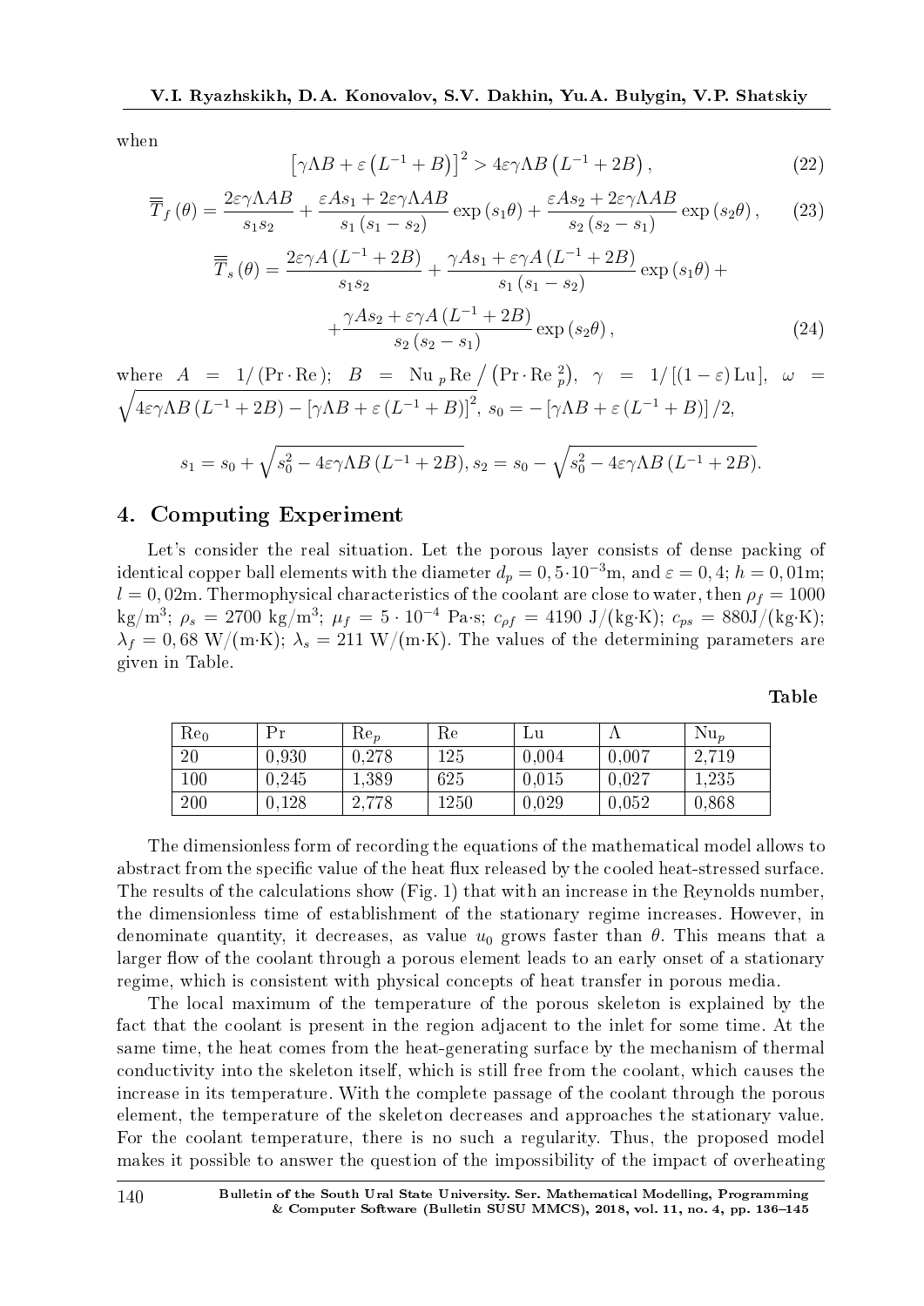when

$$\left[\gamma\Lambda B + \varepsilon\left(L^{-1} + B\right)\right]^2 > 4\varepsilon\gamma\Lambda B\left(L^{-1} + 2B\right), \tag{22}$$

$$\overline{\overline{T}}_f(\theta) = \frac{2\varepsilon\gamma\Lambda AB}{s_1 s_2} + \frac{\varepsilon A s_1 + 2\varepsilon\gamma\Lambda AB}{s_1(s_1 - s_2)}\exp(s_1\theta) + \frac{\varepsilon A s_2 + 2\varepsilon\gamma\Lambda AB}{s_2(s_2 - s_1)}\exp(s_2\theta), \tag{23}$$

$$\overline{\overline{T}}_s(\theta) = \frac{2\varepsilon\gamma A\left(L^{-1} + 2B\right)}{s_1 s_2} + \frac{\gamma A s_1 + \varepsilon\gamma A\left(L^{-1} + 2B\right)}{s_1(s_1 - s_2)}\exp(s_1\theta) + $$

$$+\frac{\gamma A s_2 + \varepsilon\gamma A\left(L^{-1} + 2B\right)}{s_2(s_2 - s_1)}\exp(s_2\theta), \tag{24}$$

where $A = 1/(\mathrm{Pr}\cdot\mathrm{Re})$; $B = \mathrm{Nu}_p\,\mathrm{Re}\big/\left(\mathrm{Pr}\cdot\mathrm{Re}_p^2\right)$, $\gamma = 1/[(1-\varepsilon)\,\mathrm{Lu}]$, $\omega = \sqrt{4\varepsilon\gamma\Lambda B\left(L^{-1} + 2B\right) - \left[\gamma\Lambda B + \varepsilon\left(L^{-1} + B\right)\right]^2}$, $s_0 = -\left[\gamma\Lambda B + \varepsilon\left(L^{-1} + B\right)\right]/2$,

$$s_1 = s_0 + \sqrt{s_0^2 - 4\varepsilon\gamma\Lambda B\left(L^{-1} + 2B\right)},\; s_2 = s_0 - \sqrt{s_0^2 - 4\varepsilon\gamma\Lambda B\left(L^{-1} + 2B\right)}.$$

## 4. Computing Experiment

Let's consider the real situation. Let the porous layer consists of dense packing of identical copper ball elements with the diameter $d_p = 0,5\cdot 10^{-3}$m, and $\varepsilon = 0,4$; $h = 0,01$m; $l = 0,02$m. Thermophysical characteristics of the coolant are close to water, then $\rho_f = 1000$ kg/m$^3$; $\rho_s = 2700$ kg/m$^3$; $\mu_f = 5\cdot 10^{-4}$ Pa·s; $c_{\rho f} = 4190$ J/(kg·K); $c_{ps} = 880$J/(kg·K); $\lambda_f = 0,68$ W/(m·K); $\lambda_s = 211$ W/(m·K). The values of the determining parameters are given in Table.

**Table**

| $\mathrm{Re}_0$ | Pr | $\mathrm{Re}_p$ | Re | Lu | $\Lambda$ | $\mathrm{Nu}_p$ |
|---|---|---|---|---|---|---|
| 20 | 0,930 | 0,278 | 125 | 0,004 | 0,007 | 2,719 |
| 100 | 0,245 | 1,389 | 625 | 0,015 | 0,027 | 1,235 |
| 200 | 0,128 | 2,778 | 1250 | 0,029 | 0,052 | 0,868 |

The dimensionless form of recording the equations of the mathematical model allows to abstract from the specific value of the heat flux released by the cooled heat-stressed surface. The results of the calculations show (Fig. 1) that with an increase in the Reynolds number, the dimensionless time of establishment of the stationary regime increases. However, in denominate quantity, it decreases, as value $u_0$ grows faster than $\theta$. This means that a larger flow of the coolant through a porous element leads to an early onset of a stationary regime, which is consistent with physical concepts of heat transfer in porous media.

The local maximum of the temperature of the porous skeleton is explained by the fact that the coolant is present in the region adjacent to the inlet for some time. At the same time, the heat comes from the heat-generating surface by the mechanism of thermal conductivity into the skeleton itself, which is still free from the coolant, which causes the increase in its temperature. With the complete passage of the coolant through the porous element, the temperature of the skeleton decreases and approaches the stationary value. For the coolant temperature, there is no such a regularity. Thus, the proposed model makes it possible to answer the question of the impossibility of the impact of overheating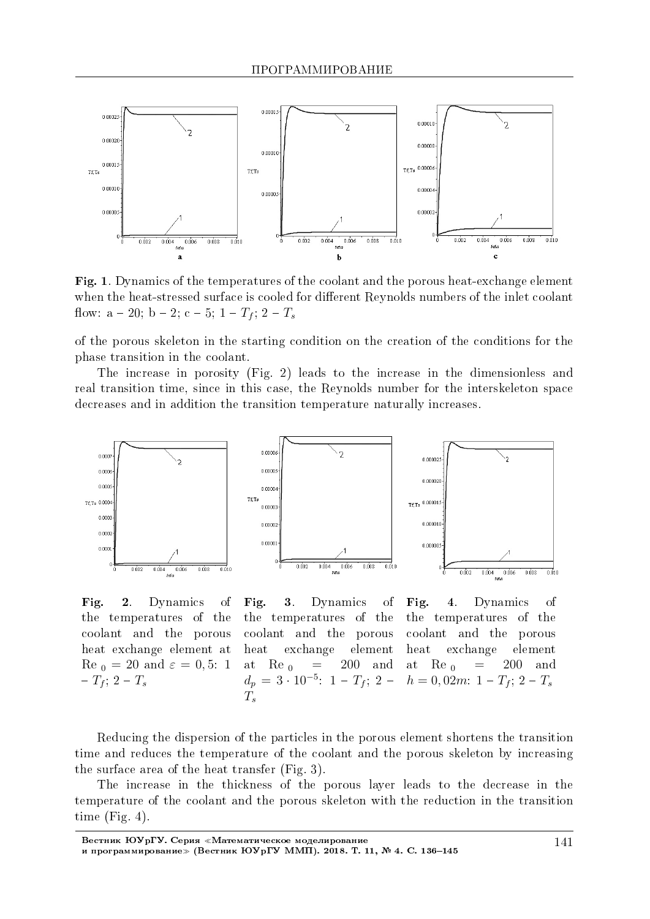**Fig. 1**. Dynamics of the temperatures of the coolant and the porous heat-exchange element when the heat-stressed surface is cooled for different Reynolds numbers of the inlet coolant flow: a – 20; b – 2; c – 5; 1 – $T_f$; 2 – $T_s$

of the porous skeleton in the starting condition on the creation of the conditions for the phase transition in the coolant.

The increase in porosity (Fig. 2) leads to the increase in the dimensionless and real transition time, since in this case, the Reynolds number for the interskeleton space decreases and in addition the transition temperature naturally increases.

**Fig. 2**. Dynamics of the temperatures of the coolant and the porous heat exchange element at $\mathrm{Re}_0 = 20$ and $\varepsilon = 0,5$: 1 – $T_f$; 2 – $T_s$

**Fig. 3**. Dynamics of the temperatures of the coolant and the porous heat exchange element at $\mathrm{Re}_0 = 200$ and $d_p = 3 \cdot 10^{-5}$: 1 – $T_f$; 2 – $T_s$

**Fig. 4**. Dynamics of the temperatures of the coolant and the porous heat exchange element at $\mathrm{Re}_0 = 200$ and $h = 0,02m$: 1 – $T_f$; 2 – $T_s$

Reducing the dispersion of the particles in the porous element shortens the transition time and reduces the temperature of the coolant and the porous skeleton by increasing the surface area of the heat transfer (Fig. 3).

The increase in the thickness of the porous layer leads to the decrease in the temperature of the coolant and the porous skeleton with the reduction in the transition time (Fig. 4).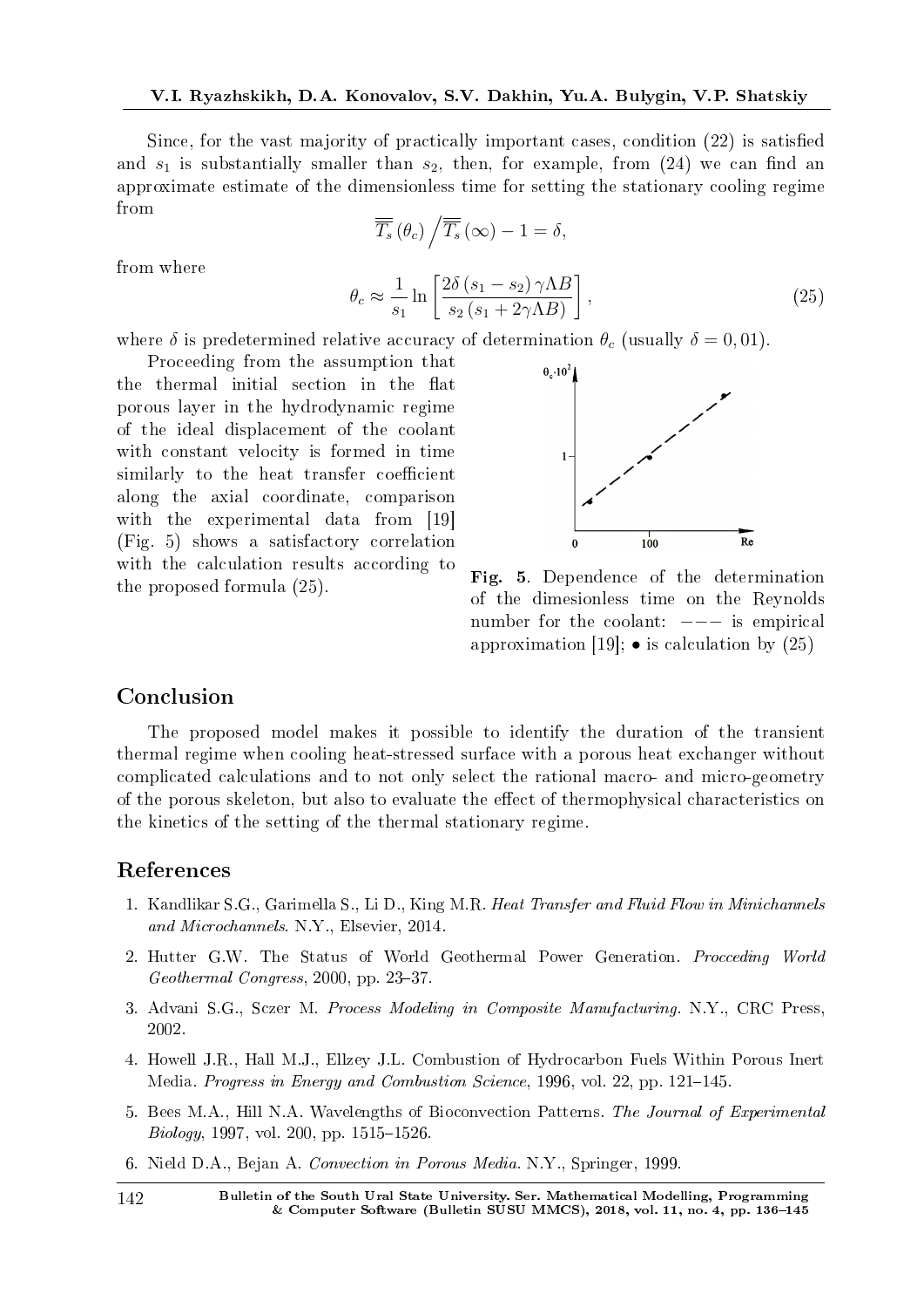Since, for the vast majority of practically important cases, condition (22) is satisfied and $s_1$ is substantially smaller than $s_2$, then, for example, from (24) we can find an approximate estimate of the dimensionless time for setting the stationary cooling regime from

$$\overline{\overline{T_s}}\left(\theta_c\right) \Big/ \overline{\overline{T_s}}\left(\infty\right) - 1 = \delta,$$

from where

$$\theta_c \approx \frac{1}{s_1} \ln\left[\frac{2\delta\left(s_1 - s_2\right)\gamma\Lambda B}{s_2\left(s_1 + 2\gamma\Lambda B\right)}\right], \tag{25}$$

where $\delta$ is predetermined relative accuracy of determination $\theta_c$ (usually $\delta = 0,01$).

Proceeding from the assumption that the thermal initial section in the flat porous layer in the hydrodynamic regime of the ideal displacement of the coolant with constant velocity is formed in time similarly to the heat transfer coefficient along the axial coordinate, comparison with the experimental data from [19] (Fig. 5) shows a satisfactory correlation with the calculation results according to the proposed formula (25).

**Fig. 5**. Dependence of the determination of the dimesionless time on the Reynolds number for the coolant: $---$ is empirical approximation [19]; $\bullet$ is calculation by (25)

## Conclusion

The proposed model makes it possible to identify the duration of the transient thermal regime when cooling heat-stressed surface with a porous heat exchanger without complicated calculations and to not only select the rational macro- and micro-geometry of the porous skeleton, but also to evaluate the effect of thermophysical characteristics on the kinetics of the setting of the thermal stationary regime.

## References

1. Kandlikar S.G., Garimella S., Li D., King M.R. *Heat Transfer and Fluid Flow in Minichannels and Microchannels*. N.Y., Elsevier, 2014.
2. Hutter G.W. The Status of World Geothermal Power Generation. *Procceding World Geothermal Congress*, 2000, pp. 23–37.
3. Advani S.G., Sczer M. *Process Modeling in Composite Manufacturing*. N.Y., CRC Press, 2002.
4. Howell J.R., Hall M.J., Ellzey J.L. Combustion of Hydrocarbon Fuels Within Porous Inert Media. *Progress in Energy and Combustion Science*, 1996, vol. 22, pp. 121–145.
5. Bees M.A., Hill N.A. Wavelengths of Bioconvection Patterns. *The Journal of Experimental Biology*, 1997, vol. 200, pp. 1515–1526.
6. Nield D.A., Bejan A. *Convection in Porous Media*. N.Y., Springer, 1999.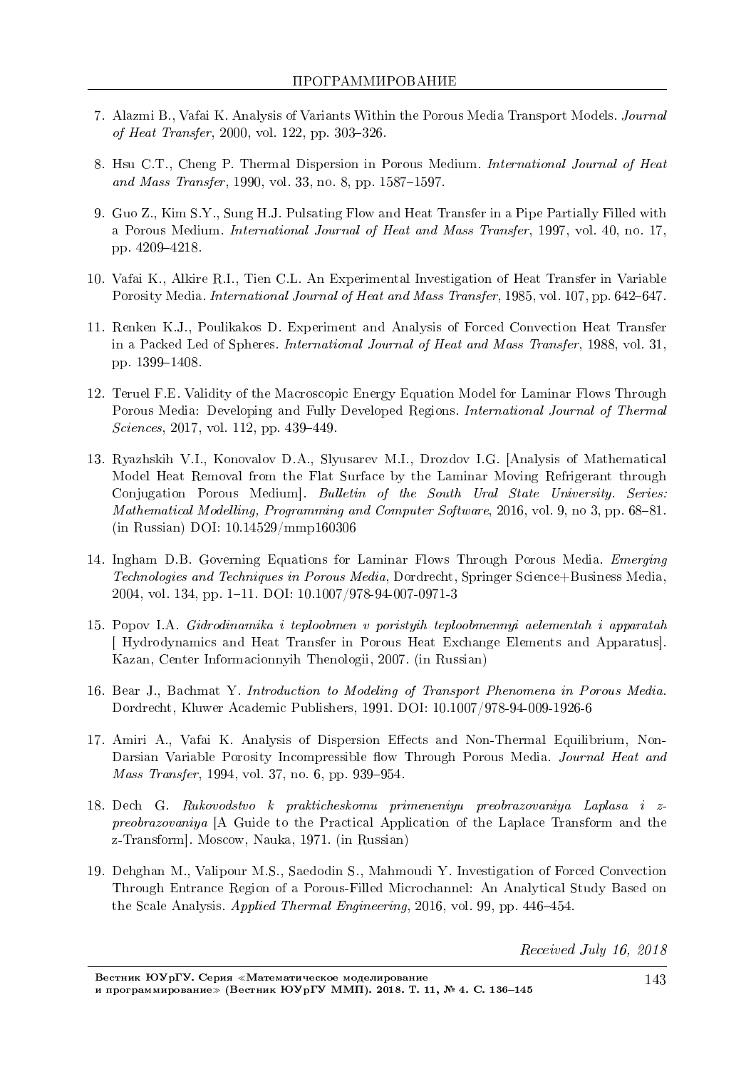7. Alazmi B., Vafai K. Analysis of Variants Within the Porous Media Transport Models. *Journal of Heat Transfer*, 2000, vol. 122, pp. 303–326.

8. Hsu C.T., Cheng P. Thermal Dispersion in Porous Medium. *International Journal of Heat and Mass Transfer*, 1990, vol. 33, no. 8, pp. 1587–1597.

9. Guo Z., Kim S.Y., Sung H.J. Pulsating Flow and Heat Transfer in a Pipe Partially Filled with a Porous Medium. *International Journal of Heat and Mass Transfer*, 1997, vol. 40, no. 17, pp. 4209–4218.

10. Vafai K., Alkire R.I., Tien C.L. An Experimental Investigation of Heat Transfer in Variable Porosity Media. *International Journal of Heat and Mass Transfer*, 1985, vol. 107, pp. 642–647.

11. Renken K.J., Poulikakos D. Experiment and Analysis of Forced Convection Heat Transfer in a Packed Led of Spheres. *International Journal of Heat and Mass Transfer*, 1988, vol. 31, pp. 1399–1408.

12. Teruel F.E. Validity of the Macroscopic Energy Equation Model for Laminar Flows Through Porous Media: Developing and Fully Developed Regions. *International Journal of Thermal Sciences*, 2017, vol. 112, pp. 439–449.

13. Ryazhskih V.I., Konovalov D.A., Slyusarev M.I., Drozdov I.G. [Analysis of Mathematical Model Heat Removal from the Flat Surface by the Laminar Moving Refrigerant through Conjugation Porous Medium]. *Bulletin of the South Ural State University. Series: Mathematical Modelling, Programming and Computer Software*, 2016, vol. 9, no 3, pp. 68–81. (in Russian) DOI: 10.14529/mmp160306

14. Ingham D.B. Governing Equations for Laminar Flows Through Porous Media. *Emerging Technologies and Techniques in Porous Media*, Dordrecht, Springer Science+Business Media, 2004, vol. 134, pp. 1–11. DOI: 10.1007/978-94-007-0971-3

15. Popov I.A. *Gidrodinamika i teploobmen v poristyih teploobmennyi aelementah i apparatah* [ Hydrodynamics and Heat Transfer in Porous Heat Exchange Elements and Apparatus]. Kazan, Center Informacionnyih Thenologii, 2007. (in Russian)

16. Bear J., Bachmat Y. *Introduction to Modeling of Transport Phenomena in Porous Media.* Dordrecht, Kluwer Academic Publishers, 1991. DOI: 10.1007/978-94-009-1926-6

17. Amiri A., Vafai K. Analysis of Dispersion Effects and Non-Thermal Equilibrium, Non-Darsian Variable Porosity Incompressible flow Through Porous Media. *Journal Heat and Mass Transfer*, 1994, vol. 37, no. 6, pp. 939–954.

18. Dech G. *Rukovodstvo k prakticheskomu primeneniyu preobrazovaniya Laplasa i z-preobrazovaniya* [A Guide to the Practical Application of the Laplace Transform and the z-Transform]. Moscow, Nauka, 1971. (in Russian)

19. Dehghan M., Valipour M.S., Saedodin S., Mahmoudi Y. Investigation of Forced Convection Through Entrance Region of a Porous-Filled Microchannel: An Analytical Study Based on the Scale Analysis. *Applied Thermal Engineering*, 2016, vol. 99, pp. 446–454.

*Received July 16, 2018*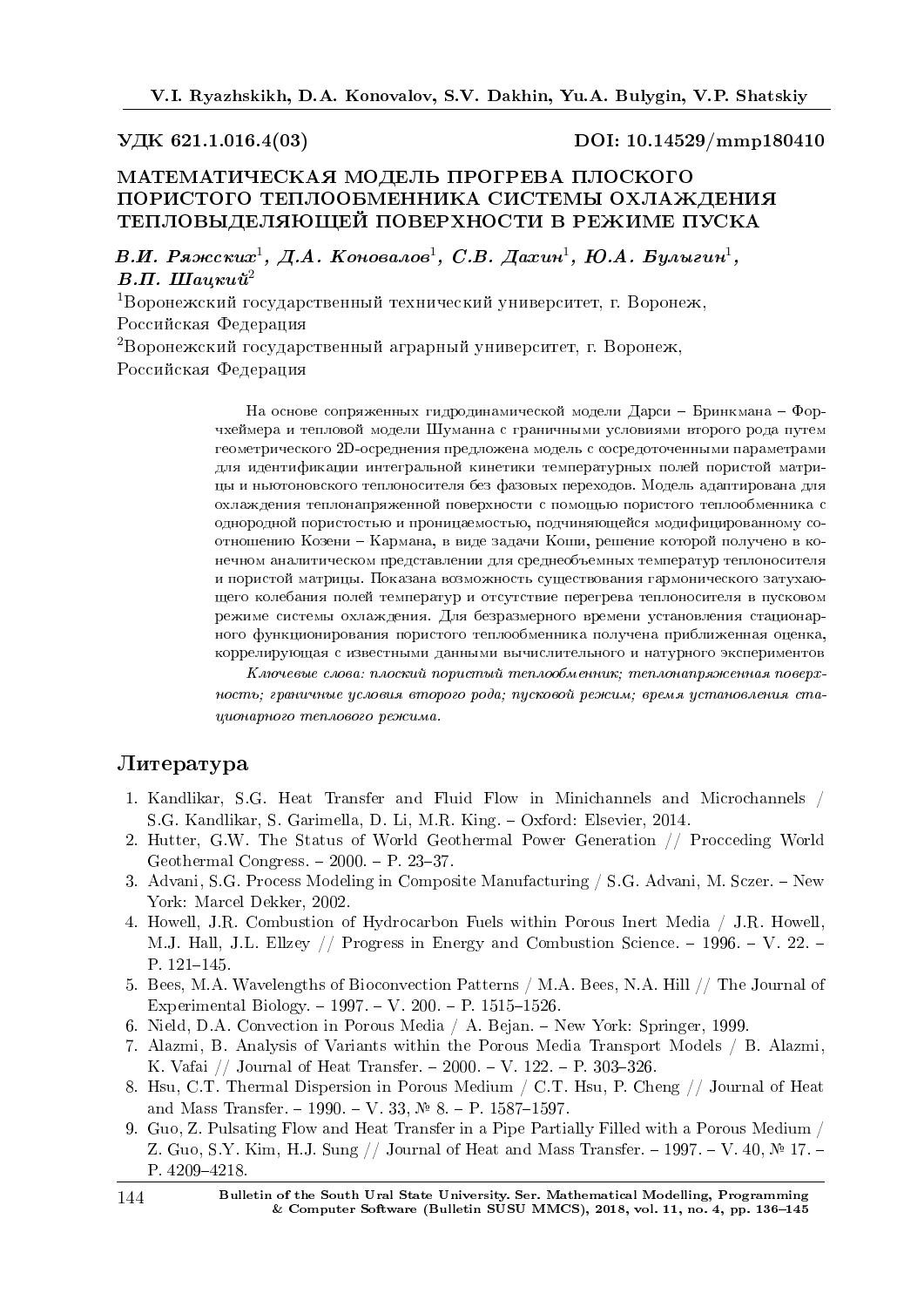УДК 621.1.016.4(03) DOI: 10.14529/mmp180410

# МАТЕМАТИЧЕСКАЯ МОДЕЛЬ ПРОГРЕВА ПЛОСКОГО ПОРИСТОГО ТЕПЛООБМЕННИКА СИСТЕМЫ ОХЛАЖДЕНИЯ ТЕПЛОВЫДЕЛЯЮЩЕЙ ПОВЕРХНОСТИ В РЕЖИМЕ ПУСКА

***В.И. Ряжских*[1], *Д.А. Коновалов*[1], *С.В. Дахин*[1], *Ю.А. Булыгин*[1], *В.П. Шацкий*[2]**

[1]Воронежский государственный технический университет, г. Воронеж, Российская Федерация

[2]Воронежский государственный аграрный университет, г. Воронеж, Российская Федерация

На основе сопряженных гидродинамической модели Дарси – Бринкмана – Форчхеймера и тепловой модели Шуманна с граничными условиями второго рода путем геометрического 2D-осреднения предложена модель с сосредоточенными параметрами для идентификации интегральной кинетики температурных полей пористой матрицы и ньютоновского теплоносителя без фазовых переходов. Модель адаптирована для охлаждения теплонапряженной поверхности с помощью пористого теплообменника с однородной пористостью и проницаемостью, подчиняющейся модифицированному соотношению Козени – Кармана, в виде задачи Коши, решение которой получено в конечном аналитическом представлении для среднеобъемных температур теплоносителя и пористой матрицы. Показана возможность существования гармонического затухающего колебания полей температур и отсутствие перегрева теплоносителя в пусковом режиме системы охлаждения. Для безразмерного времени установления стационарного функционирования пористого теплообменника получена приближенная оценка, коррелирующая с известными данными вычислительного и натурного экспериментов

*Ключевые слова: плоский пористый теплообменник; теплонапряженная поверхность; граничные условия второго рода; пусковой режим; время установления стационарного теплового режима.*

## Литература

1. Kandlikar, S.G. Heat Transfer and Fluid Flow in Minichannels and Microchannels / S.G. Kandlikar, S. Garimella, D. Li, M.R. King. – Oxford: Elsevier, 2014.
2. Hutter, G.W. The Status of World Geothermal Power Generation // Procceding World Geothermal Congress. – 2000. – P. 23–37.
3. Advani, S.G. Process Modeling in Composite Manufacturing / S.G. Advani, M. Sczer. – New York: Marcel Dekker, 2002.
4. Howell, J.R. Combustion of Hydrocarbon Fuels within Porous Inert Media / J.R. Howell, M.J. Hall, J.L. Ellzey // Progress in Energy and Combustion Science. – 1996. – V. 22. – P. 121–145.
5. Bees, M.A. Wavelengths of Bioconvection Patterns / M.A. Bees, N.A. Hill // The Journal of Experimental Biology. – 1997. – V. 200. – P. 1515–1526.
6. Nield, D.A. Convection in Porous Media / A. Bejan. – New York: Springer, 1999.
7. Alazmi, B. Analysis of Variants within the Porous Media Transport Models / B. Alazmi, K. Vafai // Journal of Heat Transfer. – 2000. – V. 122. – P. 303–326.
8. Hsu, C.T. Thermal Dispersion in Porous Medium / C.T. Hsu, P. Cheng // Journal of Heat and Mass Transfer. – 1990. – V. 33, № 8. – P. 1587–1597.
9. Guo, Z. Pulsating Flow and Heat Transfer in a Pipe Partially Filled with a Porous Medium / Z. Guo, S.Y. Kim, H.J. Sung // Journal of Heat and Mass Transfer. – 1997. – V. 40, № 17. – P. 4209–4218.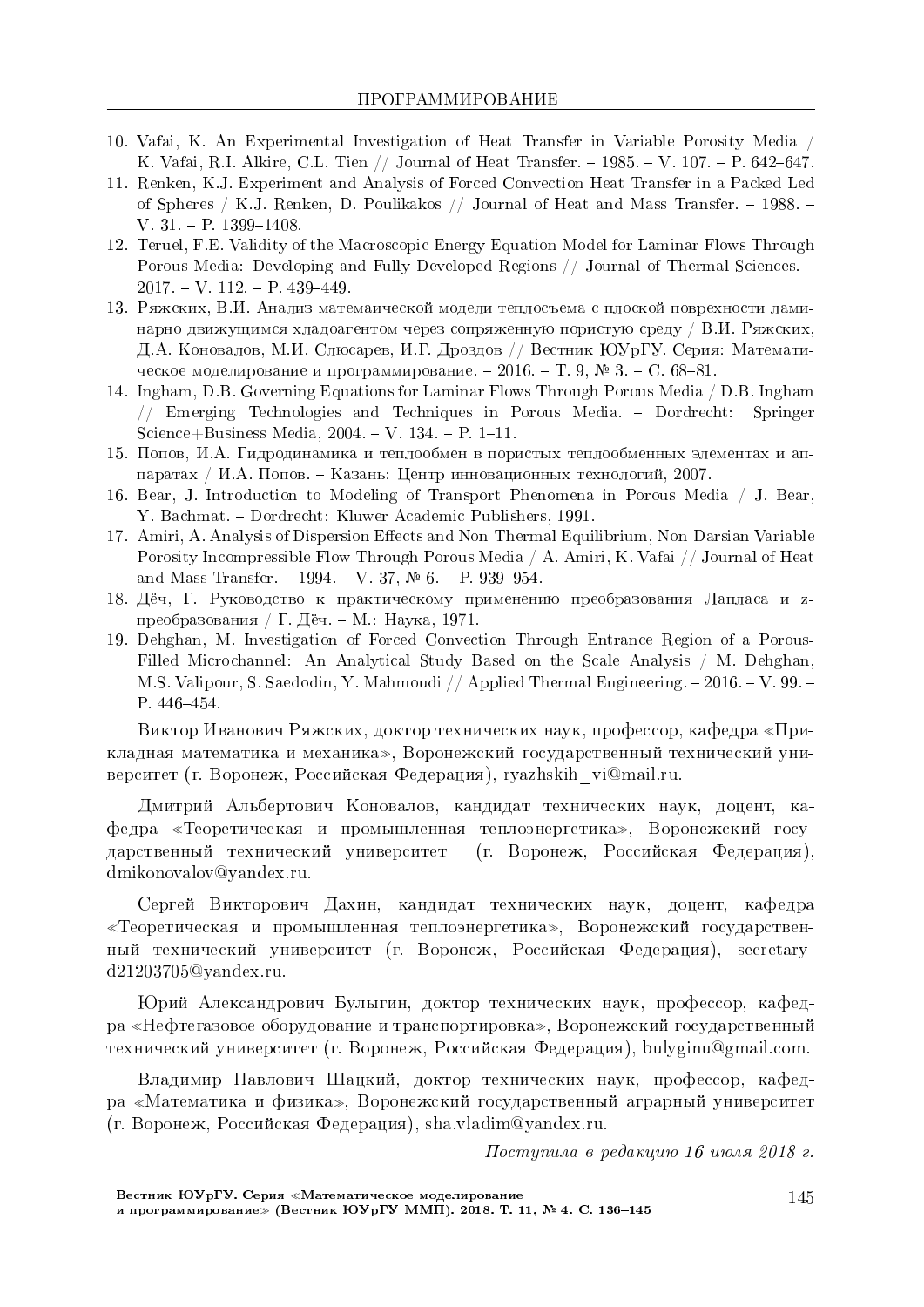10. Vafai, K. An Experimental Investigation of Heat Transfer in Variable Porosity Media / K. Vafai, R.I. Alkire, C.L. Tien // Journal of Heat Transfer. – 1985. – V. 107. – P. 642–647.
11. Renken, K.J. Experiment and Analysis of Forced Convection Heat Transfer in a Packed Led of Spheres / K.J. Renken, D. Poulikakos // Journal of Heat and Mass Transfer. – 1988. – V. 31. – P. 1399–1408.
12. Teruel, F.E. Validity of the Macroscopic Energy Equation Model for Laminar Flows Through Porous Media: Developing and Fully Developed Regions // Journal of Thermal Sciences. – 2017. – V. 112. – P. 439–449.
13. Ряжских, В.И. Анализ математической модели теплосъема с плоской поврехности ламинарно движущимся хладоагентом через сопряженную пористую среду / В.И. Ряжских, Д.А. Коновалов, М.И. Слюсарев, И.Г. Дроздов // Вестник ЮУрГУ. Серия: Математическое моделирование и программирование. – 2016. – Т. 9, № 3. – С. 68–81.
14. Ingham, D.B. Governing Equations for Laminar Flows Through Porous Media / D.B. Ingham // Emerging Technologies and Techniques in Porous Media. – Dordrecht: Springer Science+Business Media, 2004. – V. 134. – P. 1–11.
15. Попов, И.А. Гидродинамика и теплообмен в пористых теплообменных элементах и аппаратах / И.А. Попов. – Казань: Центр инновационных технологий, 2007.
16. Bear, J. Introduction to Modeling of Transport Phenomena in Porous Media / J. Bear, Y. Bachmat. – Dordrecht: Kluwer Academic Publishers, 1991.
17. Amiri, A. Analysis of Dispersion Effects and Non-Thermal Equilibrium, Non-Darsian Variable Porosity Incompressible Flow Through Porous Media / A. Amiri, K. Vafai // Journal of Heat and Mass Transfer. – 1994. – V. 37, № 6. – P. 939–954.
18. Дёч, Г. Руководство к практическому применению преобразования Лапласа и z-преобразования / Г. Дёч. – М.: Наука, 1971.
19. Dehghan, M. Investigation of Forced Convection Through Entrance Region of a Porous-Filled Microchannel: An Analytical Study Based on the Scale Analysis / M. Dehghan, M.S. Valipour, S. Saedodin, Y. Mahmoudi // Applied Thermal Engineering. – 2016. – V. 99. – P. 446–454.

Виктор Иванович Ряжских, доктор технических наук, профессор, кафедра «Прикладная математика и механика», Воронежский государственный технический университет (г. Воронеж, Российская Федерация), ryazhskih_vi@mail.ru.

Дмитрий Альбертович Коновалов, кандидат технических наук, доцент, кафедра «Теоретическая и промышленная теплоэнергетика», Воронежский государственный технический университет (г. Воронеж, Российская Федерация), dmikonovalov@yandex.ru.

Сергей Викторович Дахин, кандидат технических наук, доцент, кафедра «Теоретическая и промышленная теплоэнергетика», Воронежский государственный технический университет (г. Воронеж, Российская Федерация), secretary-d21203705@yandex.ru.

Юрий Александрович Булыгин, доктор технических наук, профессор, кафедра «Нефтегазовое оборудование и транспортировка», Воронежский государственный технический университет (г. Воронеж, Российская Федерация), bulyginu@gmail.com.

Владимир Павлович Шацкий, доктор технических наук, профессор, кафедра «Математика и физика», Воронежский государственный аграрный университет (г. Воронеж, Российская Федерация), sha.vladim@yandex.ru.

*Поступила в редакцию 16 июля 2018 г.*